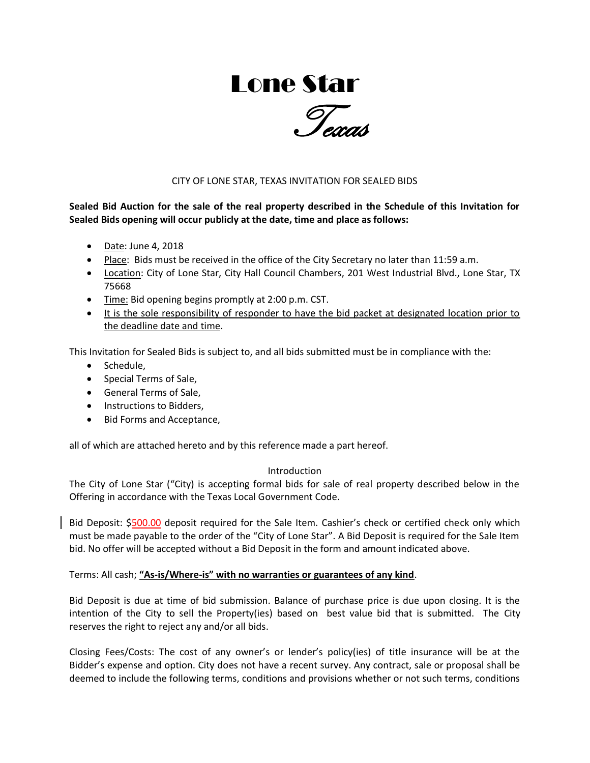# Lone Star

*Texas*

CITY OF LONE STAR, TEXAS INVITATION FOR SEALED BIDS

**Sealed Bid Auction for the sale of the real property described in the Schedule of this Invitation for Sealed Bids opening will occur publicly at the date, time and place as follows:**

- Date: June 4, 2018
- Place: Bids must be received in the office of the City Secretary no later than 11:59 a.m.
- Location: City of Lone Star, City Hall Council Chambers, 201 West Industrial Blvd., Lone Star, TX 75668
- Time: Bid opening begins promptly at 2:00 p.m. CST.
- It is the sole responsibility of responder to have the bid packet at designated location prior to the deadline date and time.

This Invitation for Sealed Bids is subject to, and all bids submitted must be in compliance with the:

- Schedule,
- Special Terms of Sale,
- General Terms of Sale,
- Instructions to Bidders,
- Bid Forms and Acceptance,

all of which are attached hereto and by this reference made a part hereof.

Introduction

The City of Lone Star ("City) is accepting formal bids for sale of real property described below in the Offering in accordance with the Texas Local Government Code.

Bid Deposit: $500.00 deposit required for the Sale Item. Cashier's check or certified check only which must be made payable to the order of the "City of Lone Star". A Bid Deposit is required for the Sale Item bid. No offer will be accepted without a Bid Deposit in the form and amount indicated above.

Terms: All cash; **"As-is/Where-is" with no warranties or guarantees of any kind**.

Bid Deposit is due at time of bid submission. Balance of purchase price is due upon closing. It is the intention of the City to sell the Property(ies) based on best value bid that is submitted. The City reserves the right to reject any and/or all bids.

Closing Fees/Costs: The cost of any owner's or lender's policy(ies) of title insurance will be at the Bidder's expense and option. City does not have a recent survey. Any contract, sale or proposal shall be deemed to include the following terms, conditions and provisions whether or not such terms, conditions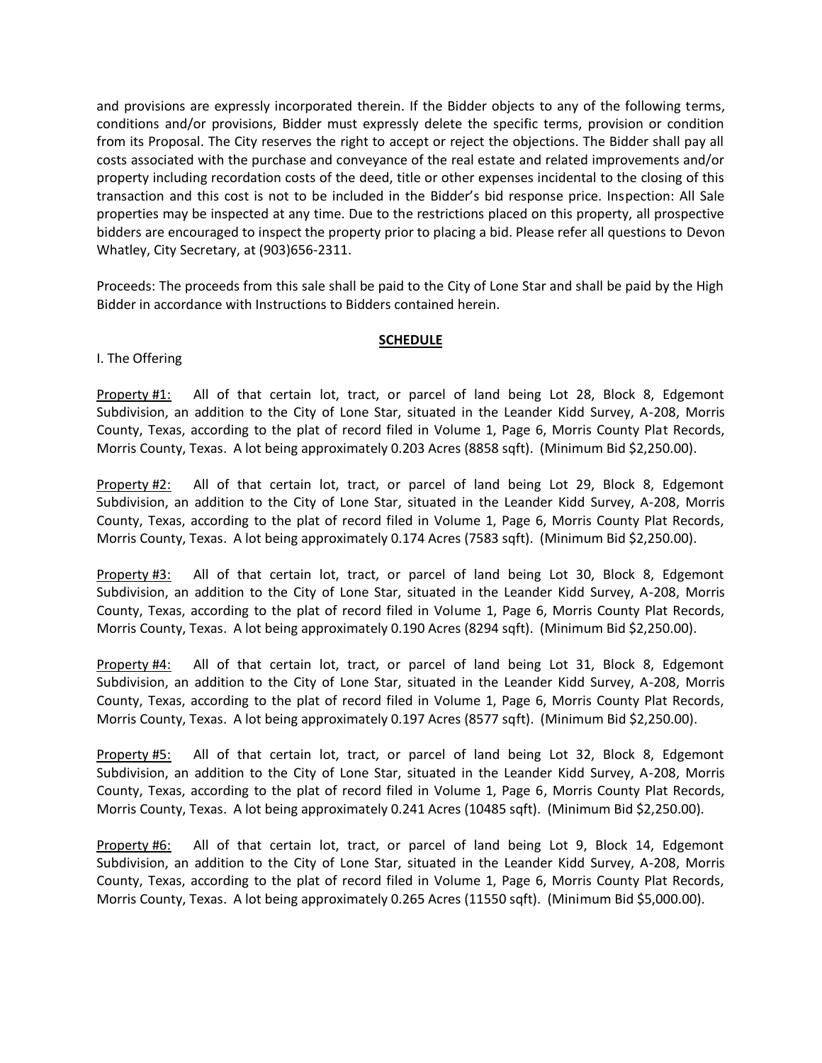and provisions are expressly incorporated therein. If the Bidder objects to any of the following terms, conditions and/or provisions, Bidder must expressly delete the specific terms, provision or condition from its Proposal. The City reserves the right to accept or reject the objections. The Bidder shall pay all costs associated with the purchase and conveyance of the real estate and related improvements and/or property including recordation costs of the deed, title or other expenses incidental to the closing of this transaction and this cost is not to be included in the Bidder's bid response price. Inspection: All Sale properties may be inspected at any time. Due to the restrictions placed on this property, all prospective bidders are encouraged to inspect the property prior to placing a bid. Please refer all questions to Devon Whatley, City Secretary, at (903)656-2311.

Proceeds: The proceeds from this sale shall be paid to the City of Lone Star and shall be paid by the High Bidder in accordance with Instructions to Bidders contained herein.

## SCHEDULE

I. The Offering

Property #1: All of that certain lot, tract, or parcel of land being Lot 28, Block 8, Edgemont Subdivision, an addition to the City of Lone Star, situated in the Leander Kidd Survey, A-208, Morris County, Texas, according to the plat of record filed in Volume 1, Page 6, Morris County Plat Records, Morris County, Texas. A lot being approximately 0.203 Acres (8858 sqft). (Minimum Bid $2,250.00).

Property #2: All of that certain lot, tract, or parcel of land being Lot 29, Block 8, Edgemont Subdivision, an addition to the City of Lone Star, situated in the Leander Kidd Survey, A-208, Morris County, Texas, according to the plat of record filed in Volume 1, Page 6, Morris County Plat Records, Morris County, Texas. A lot being approximately 0.174 Acres (7583 sqft). (Minimum Bid $2,250.00).

Property #3: All of that certain lot, tract, or parcel of land being Lot 30, Block 8, Edgemont Subdivision, an addition to the City of Lone Star, situated in the Leander Kidd Survey, A-208, Morris County, Texas, according to the plat of record filed in Volume 1, Page 6, Morris County Plat Records, Morris County, Texas. A lot being approximately 0.190 Acres (8294 sqft). (Minimum Bid $2,250.00).

Property #4: All of that certain lot, tract, or parcel of land being Lot 31, Block 8, Edgemont Subdivision, an addition to the City of Lone Star, situated in the Leander Kidd Survey, A-208, Morris County, Texas, according to the plat of record filed in Volume 1, Page 6, Morris County Plat Records, Morris County, Texas. A lot being approximately 0.197 Acres (8577 sqft). (Minimum Bid $2,250.00).

Property #5: All of that certain lot, tract, or parcel of land being Lot 32, Block 8, Edgemont Subdivision, an addition to the City of Lone Star, situated in the Leander Kidd Survey, A-208, Morris County, Texas, according to the plat of record filed in Volume 1, Page 6, Morris County Plat Records, Morris County, Texas. A lot being approximately 0.241 Acres (10485 sqft). (Minimum Bid $2,250.00).

Property #6: All of that certain lot, tract, or parcel of land being Lot 9, Block 14, Edgemont Subdivision, an addition to the City of Lone Star, situated in the Leander Kidd Survey, A-208, Morris County, Texas, according to the plat of record filed in Volume 1, Page 6, Morris County Plat Records, Morris County, Texas. A lot being approximately 0.265 Acres (11550 sqft). (Minimum Bid $5,000.00).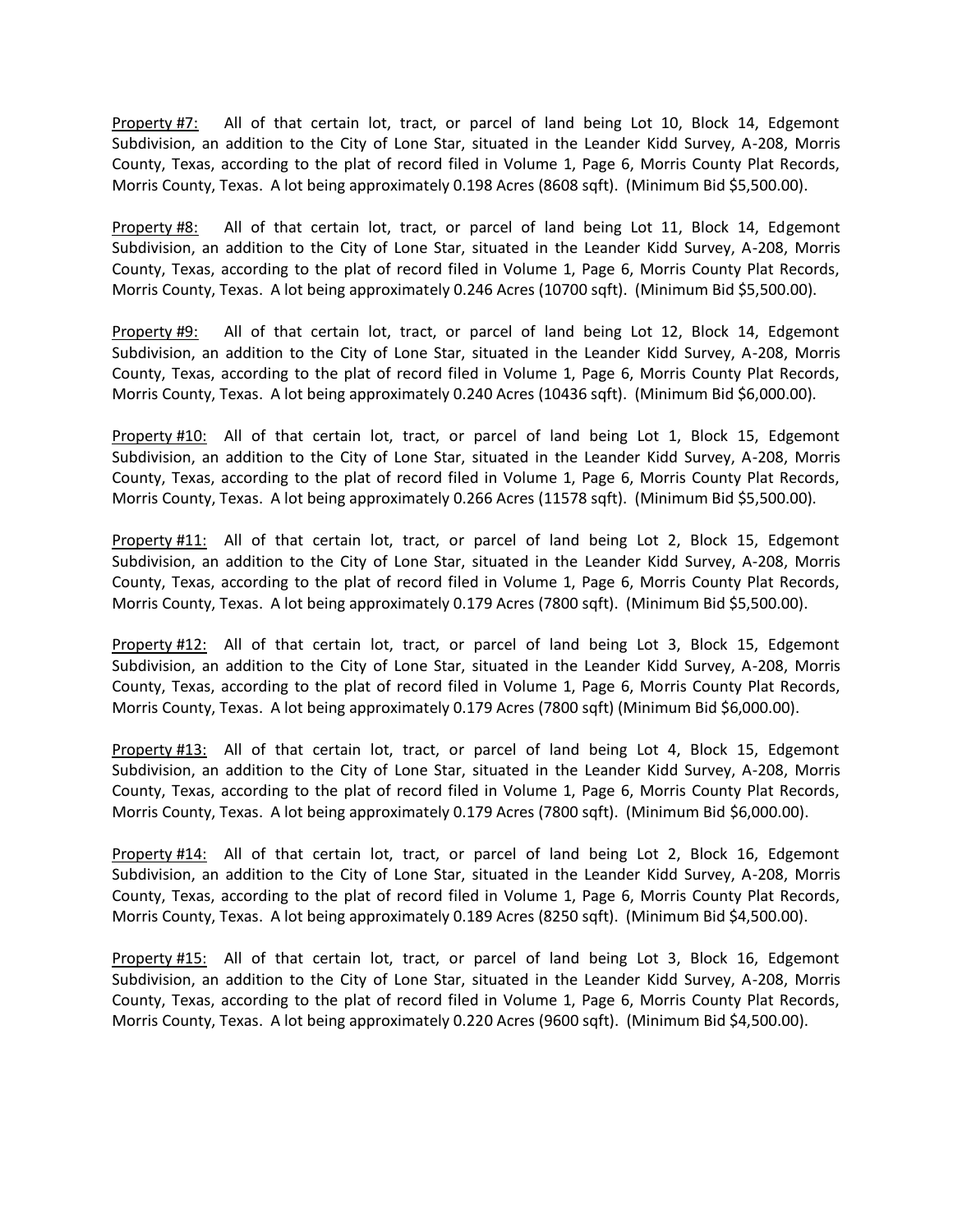<u>Property #7:</u> All of that certain lot, tract, or parcel of land being Lot 10, Block 14, Edgemont Subdivision, an addition to the City of Lone Star, situated in the Leander Kidd Survey, A-208, Morris County, Texas, according to the plat of record filed in Volume 1, Page 6, Morris County Plat Records, Morris County, Texas. A lot being approximately 0.198 Acres (8608 sqft). (Minimum Bid $5,500.00).

<u>Property #8:</u> All of that certain lot, tract, or parcel of land being Lot 11, Block 14, Edgemont Subdivision, an addition to the City of Lone Star, situated in the Leander Kidd Survey, A-208, Morris County, Texas, according to the plat of record filed in Volume 1, Page 6, Morris County Plat Records, Morris County, Texas. A lot being approximately 0.246 Acres (10700 sqft). (Minimum Bid $5,500.00).

<u>Property #9:</u> All of that certain lot, tract, or parcel of land being Lot 12, Block 14, Edgemont Subdivision, an addition to the City of Lone Star, situated in the Leander Kidd Survey, A-208, Morris County, Texas, according to the plat of record filed in Volume 1, Page 6, Morris County Plat Records, Morris County, Texas. A lot being approximately 0.240 Acres (10436 sqft). (Minimum Bid $6,000.00).

<u>Property #10:</u> All of that certain lot, tract, or parcel of land being Lot 1, Block 15, Edgemont Subdivision, an addition to the City of Lone Star, situated in the Leander Kidd Survey, A-208, Morris County, Texas, according to the plat of record filed in Volume 1, Page 6, Morris County Plat Records, Morris County, Texas. A lot being approximately 0.266 Acres (11578 sqft). (Minimum Bid $5,500.00).

<u>Property #11:</u> All of that certain lot, tract, or parcel of land being Lot 2, Block 15, Edgemont Subdivision, an addition to the City of Lone Star, situated in the Leander Kidd Survey, A-208, Morris County, Texas, according to the plat of record filed in Volume 1, Page 6, Morris County Plat Records, Morris County, Texas. A lot being approximately 0.179 Acres (7800 sqft). (Minimum Bid $5,500.00).

<u>Property #12:</u> All of that certain lot, tract, or parcel of land being Lot 3, Block 15, Edgemont Subdivision, an addition to the City of Lone Star, situated in the Leander Kidd Survey, A-208, Morris County, Texas, according to the plat of record filed in Volume 1, Page 6, Morris County Plat Records, Morris County, Texas. A lot being approximately 0.179 Acres (7800 sqft) (Minimum Bid $6,000.00).

<u>Property #13:</u> All of that certain lot, tract, or parcel of land being Lot 4, Block 15, Edgemont Subdivision, an addition to the City of Lone Star, situated in the Leander Kidd Survey, A-208, Morris County, Texas, according to the plat of record filed in Volume 1, Page 6, Morris County Plat Records, Morris County, Texas. A lot being approximately 0.179 Acres (7800 sqft). (Minimum Bid $6,000.00).

<u>Property #14:</u> All of that certain lot, tract, or parcel of land being Lot 2, Block 16, Edgemont Subdivision, an addition to the City of Lone Star, situated in the Leander Kidd Survey, A-208, Morris County, Texas, according to the plat of record filed in Volume 1, Page 6, Morris County Plat Records, Morris County, Texas. A lot being approximately 0.189 Acres (8250 sqft). (Minimum Bid $4,500.00).

<u>Property #15:</u> All of that certain lot, tract, or parcel of land being Lot 3, Block 16, Edgemont Subdivision, an addition to the City of Lone Star, situated in the Leander Kidd Survey, A-208, Morris County, Texas, according to the plat of record filed in Volume 1, Page 6, Morris County Plat Records, Morris County, Texas. A lot being approximately 0.220 Acres (9600 sqft). (Minimum Bid $4,500.00).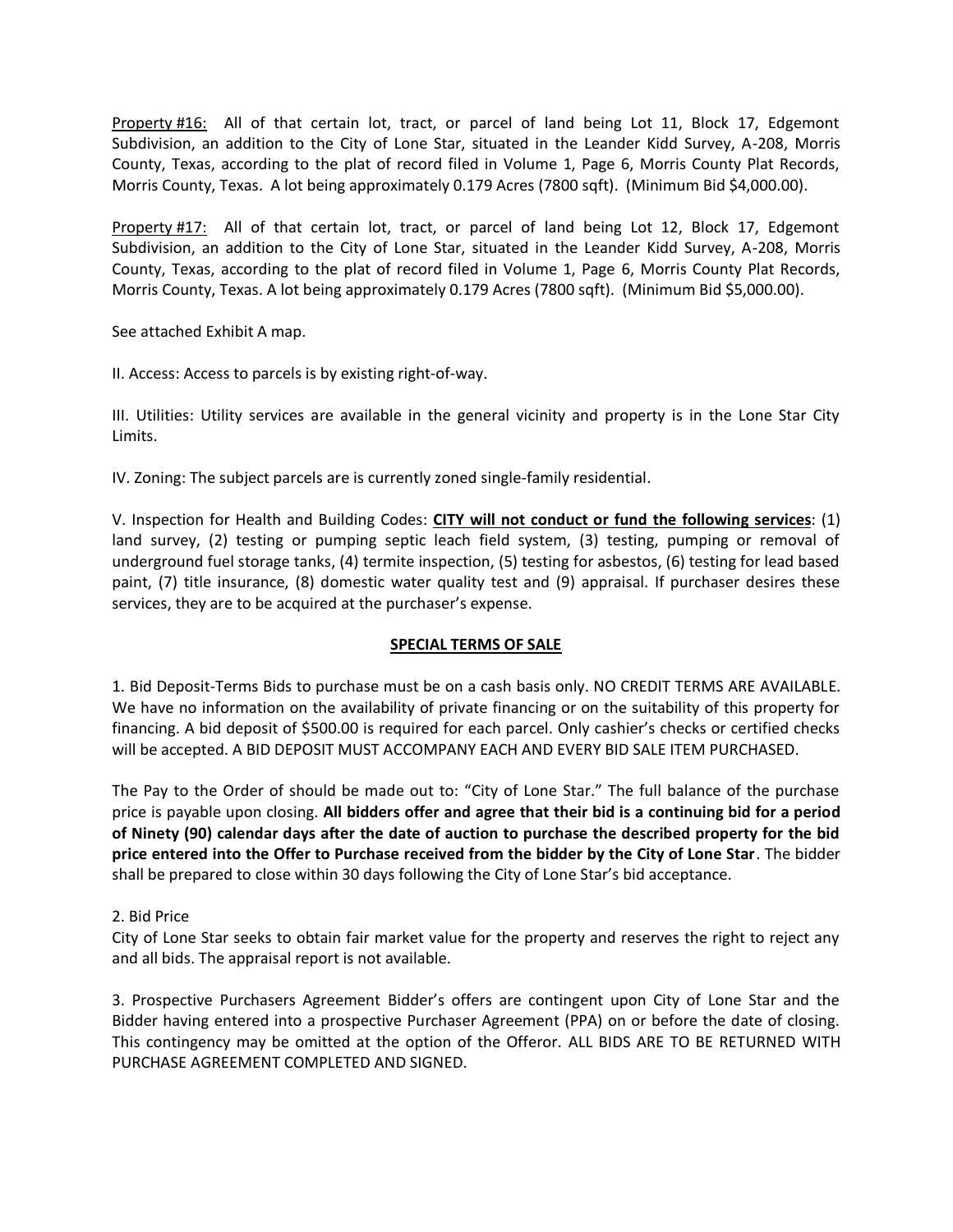Property #16: All of that certain lot, tract, or parcel of land being Lot 11, Block 17, Edgemont Subdivision, an addition to the City of Lone Star, situated in the Leander Kidd Survey, A-208, Morris County, Texas, according to the plat of record filed in Volume 1, Page 6, Morris County Plat Records, Morris County, Texas. A lot being approximately 0.179 Acres (7800 sqft). (Minimum Bid $4,000.00).

Property #17: All of that certain lot, tract, or parcel of land being Lot 12, Block 17, Edgemont Subdivision, an addition to the City of Lone Star, situated in the Leander Kidd Survey, A-208, Morris County, Texas, according to the plat of record filed in Volume 1, Page 6, Morris County Plat Records, Morris County, Texas. A lot being approximately 0.179 Acres (7800 sqft). (Minimum Bid $5,000.00).

See attached Exhibit A map.

II. Access: Access to parcels is by existing right-of-way.

III. Utilities: Utility services are available in the general vicinity and property is in the Lone Star City Limits.

IV. Zoning: The subject parcels are is currently zoned single-family residential.

V. Inspection for Health and Building Codes: **CITY will not conduct or fund the following services**: (1) land survey, (2) testing or pumping septic leach field system, (3) testing, pumping or removal of underground fuel storage tanks, (4) termite inspection, (5) testing for asbestos, (6) testing for lead based paint, (7) title insurance, (8) domestic water quality test and (9) appraisal. If purchaser desires these services, they are to be acquired at the purchaser's expense.

## SPECIAL TERMS OF SALE

1. Bid Deposit-Terms Bids to purchase must be on a cash basis only. NO CREDIT TERMS ARE AVAILABLE. We have no information on the availability of private financing or on the suitability of this property for financing. A bid deposit of $500.00 is required for each parcel. Only cashier's checks or certified checks will be accepted. A BID DEPOSIT MUST ACCOMPANY EACH AND EVERY BID SALE ITEM PURCHASED.

The Pay to the Order of should be made out to: "City of Lone Star." The full balance of the purchase price is payable upon closing. **All bidders offer and agree that their bid is a continuing bid for a period of Ninety (90) calendar days after the date of auction to purchase the described property for the bid price entered into the Offer to Purchase received from the bidder by the City of Lone Star**. The bidder shall be prepared to close within 30 days following the City of Lone Star's bid acceptance.

2. Bid Price
City of Lone Star seeks to obtain fair market value for the property and reserves the right to reject any and all bids. The appraisal report is not available.

3. Prospective Purchasers Agreement Bidder's offers are contingent upon City of Lone Star and the Bidder having entered into a prospective Purchaser Agreement (PPA) on or before the date of closing. This contingency may be omitted at the option of the Offeror. ALL BIDS ARE TO BE RETURNED WITH PURCHASE AGREEMENT COMPLETED AND SIGNED.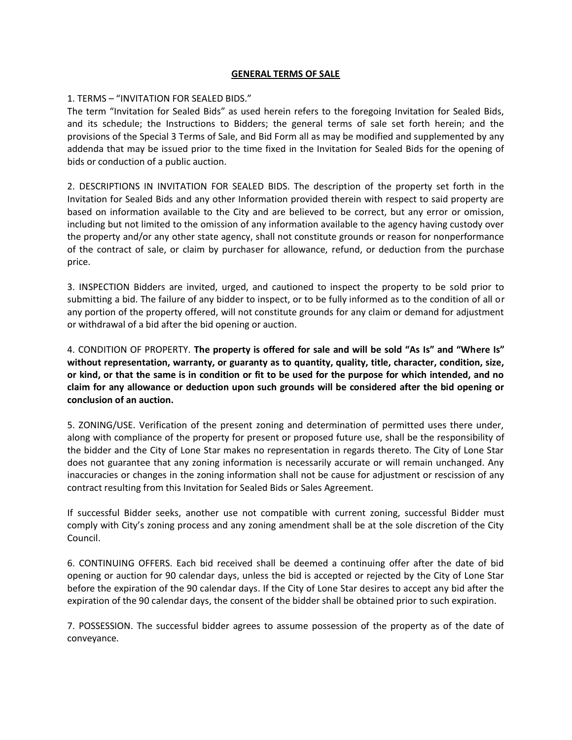## GENERAL TERMS OF SALE

1. TERMS – "INVITATION FOR SEALED BIDS."
The term "Invitation for Sealed Bids" as used herein refers to the foregoing Invitation for Sealed Bids, and its schedule; the Instructions to Bidders; the general terms of sale set forth herein; and the provisions of the Special 3 Terms of Sale, and Bid Form all as may be modified and supplemented by any addenda that may be issued prior to the time fixed in the Invitation for Sealed Bids for the opening of bids or conduction of a public auction.

2. DESCRIPTIONS IN INVITATION FOR SEALED BIDS. The description of the property set forth in the Invitation for Sealed Bids and any other Information provided therein with respect to said property are based on information available to the City and are believed to be correct, but any error or omission, including but not limited to the omission of any information available to the agency having custody over the property and/or any other state agency, shall not constitute grounds or reason for nonperformance of the contract of sale, or claim by purchaser for allowance, refund, or deduction from the purchase price.

3. INSPECTION Bidders are invited, urged, and cautioned to inspect the property to be sold prior to submitting a bid. The failure of any bidder to inspect, or to be fully informed as to the condition of all or any portion of the property offered, will not constitute grounds for any claim or demand for adjustment or withdrawal of a bid after the bid opening or auction.

4. CONDITION OF PROPERTY. **The property is offered for sale and will be sold "As Is" and "Where Is" without representation, warranty, or guaranty as to quantity, quality, title, character, condition, size, or kind, or that the same is in condition or fit to be used for the purpose for which intended, and no claim for any allowance or deduction upon such grounds will be considered after the bid opening or conclusion of an auction.**

5. ZONING/USE. Verification of the present zoning and determination of permitted uses there under, along with compliance of the property for present or proposed future use, shall be the responsibility of the bidder and the City of Lone Star makes no representation in regards thereto. The City of Lone Star does not guarantee that any zoning information is necessarily accurate or will remain unchanged. Any inaccuracies or changes in the zoning information shall not be cause for adjustment or rescission of any contract resulting from this Invitation for Sealed Bids or Sales Agreement.

If successful Bidder seeks, another use not compatible with current zoning, successful Bidder must comply with City's zoning process and any zoning amendment shall be at the sole discretion of the City Council.

6. CONTINUING OFFERS. Each bid received shall be deemed a continuing offer after the date of bid opening or auction for 90 calendar days, unless the bid is accepted or rejected by the City of Lone Star before the expiration of the 90 calendar days. If the City of Lone Star desires to accept any bid after the expiration of the 90 calendar days, the consent of the bidder shall be obtained prior to such expiration.

7. POSSESSION. The successful bidder agrees to assume possession of the property as of the date of conveyance.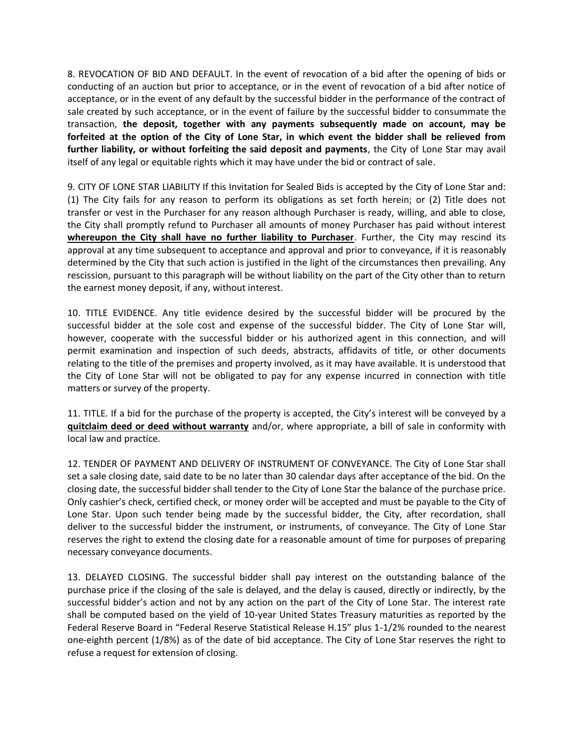8. REVOCATION OF BID AND DEFAULT. In the event of revocation of a bid after the opening of bids or conducting of an auction but prior to acceptance, or in the event of revocation of a bid after notice of acceptance, or in the event of any default by the successful bidder in the performance of the contract of sale created by such acceptance, or in the event of failure by the successful bidder to consummate the transaction, **the deposit, together with any payments subsequently made on account, may be forfeited at the option of the City of Lone Star, in which event the bidder shall be relieved from further liability, or without forfeiting the said deposit and payments**, the City of Lone Star may avail itself of any legal or equitable rights which it may have under the bid or contract of sale.

9. CITY OF LONE STAR LIABILITY If this Invitation for Sealed Bids is accepted by the City of Lone Star and: (1) The City fails for any reason to perform its obligations as set forth herein; or (2) Title does not transfer or vest in the Purchaser for any reason although Purchaser is ready, willing, and able to close, the City shall promptly refund to Purchaser all amounts of money Purchaser has paid without interest **whereupon the City shall have no further liability to Purchaser**. Further, the City may rescind its approval at any time subsequent to acceptance and approval and prior to conveyance, if it is reasonably determined by the City that such action is justified in the light of the circumstances then prevailing. Any rescission, pursuant to this paragraph will be without liability on the part of the City other than to return the earnest money deposit, if any, without interest.

10. TITLE EVIDENCE. Any title evidence desired by the successful bidder will be procured by the successful bidder at the sole cost and expense of the successful bidder. The City of Lone Star will, however, cooperate with the successful bidder or his authorized agent in this connection, and will permit examination and inspection of such deeds, abstracts, affidavits of title, or other documents relating to the title of the premises and property involved, as it may have available. It is understood that the City of Lone Star will not be obligated to pay for any expense incurred in connection with title matters or survey of the property.

11. TITLE. If a bid for the purchase of the property is accepted, the City's interest will be conveyed by a **quitclaim deed or deed without warranty** and/or, where appropriate, a bill of sale in conformity with local law and practice.

12. TENDER OF PAYMENT AND DELIVERY OF INSTRUMENT OF CONVEYANCE. The City of Lone Star shall set a sale closing date, said date to be no later than 30 calendar days after acceptance of the bid. On the closing date, the successful bidder shall tender to the City of Lone Star the balance of the purchase price. Only cashier's check, certified check, or money order will be accepted and must be payable to the City of Lone Star. Upon such tender being made by the successful bidder, the City, after recordation, shall deliver to the successful bidder the instrument, or instruments, of conveyance. The City of Lone Star reserves the right to extend the closing date for a reasonable amount of time for purposes of preparing necessary conveyance documents.

13. DELAYED CLOSING. The successful bidder shall pay interest on the outstanding balance of the purchase price if the closing of the sale is delayed, and the delay is caused, directly or indirectly, by the successful bidder's action and not by any action on the part of the City of Lone Star. The interest rate shall be computed based on the yield of 10-year United States Treasury maturities as reported by the Federal Reserve Board in "Federal Reserve Statistical Release H.15" plus 1-1/2% rounded to the nearest one-eighth percent (1/8%) as of the date of bid acceptance. The City of Lone Star reserves the right to refuse a request for extension of closing.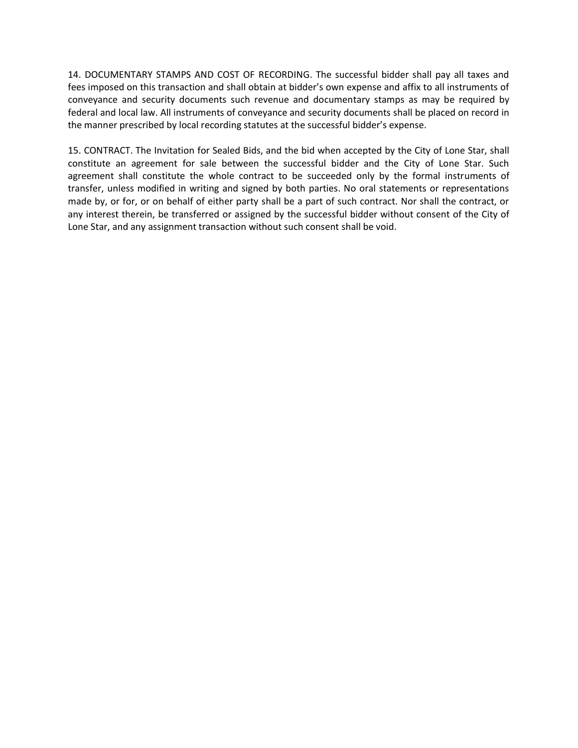14. DOCUMENTARY STAMPS AND COST OF RECORDING. The successful bidder shall pay all taxes and fees imposed on this transaction and shall obtain at bidder's own expense and affix to all instruments of conveyance and security documents such revenue and documentary stamps as may be required by federal and local law. All instruments of conveyance and security documents shall be placed on record in the manner prescribed by local recording statutes at the successful bidder's expense.

15. CONTRACT. The Invitation for Sealed Bids, and the bid when accepted by the City of Lone Star, shall constitute an agreement for sale between the successful bidder and the City of Lone Star. Such agreement shall constitute the whole contract to be succeeded only by the formal instruments of transfer, unless modified in writing and signed by both parties. No oral statements or representations made by, or for, or on behalf of either party shall be a part of such contract. Nor shall the contract, or any interest therein, be transferred or assigned by the successful bidder without consent of the City of Lone Star, and any assignment transaction without such consent shall be void.